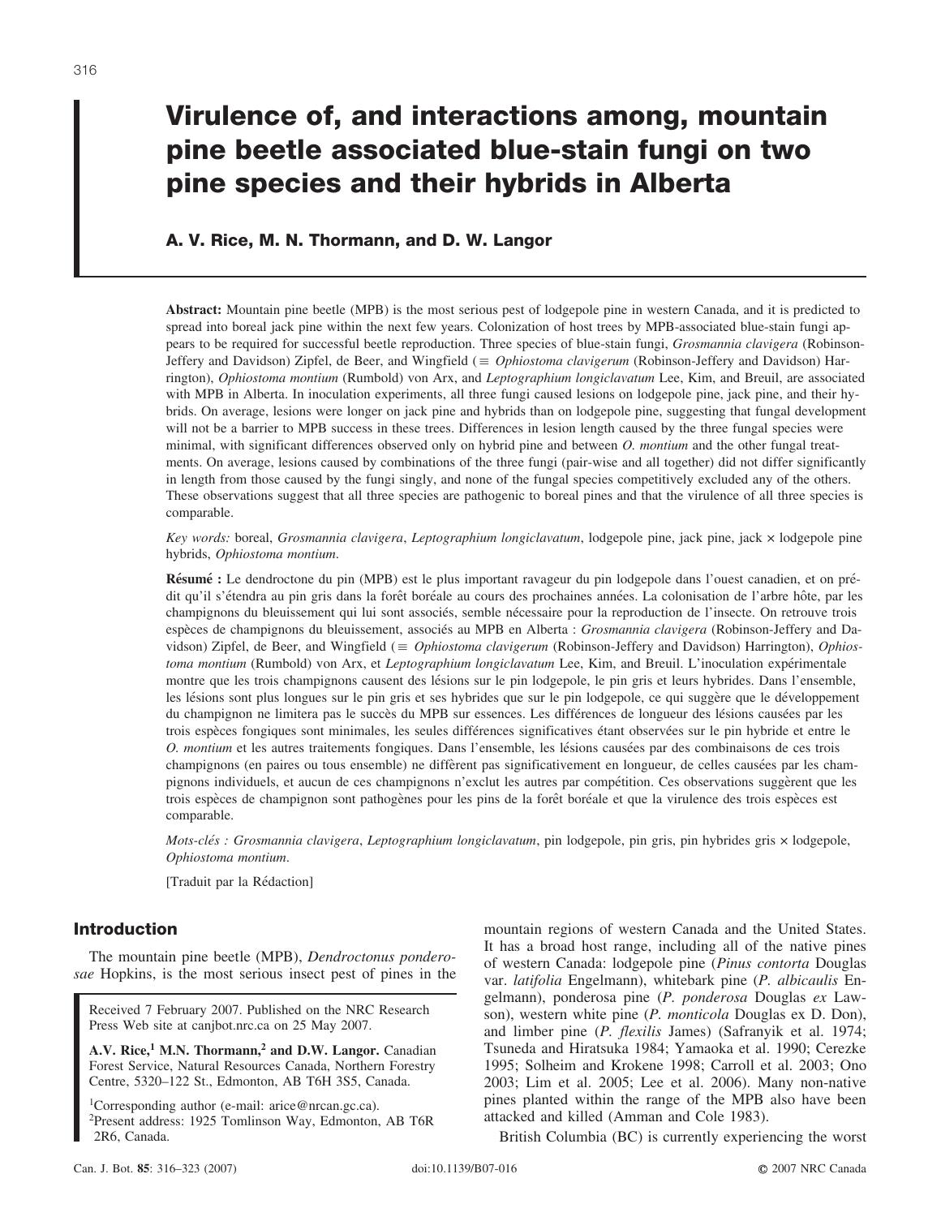# Virulence of, and interactions among, mountain pine beetle associated blue-stain fungi on two pine species and their hybrids in Alberta

**A. V. Rice, M. N. Thormann, and D. W. Langor**

**Abstract:** Mountain pine beetle (MPB) is the most serious pest of lodgepole pine in western Canada, and it is predicted to spread into boreal jack pine within the next few years. Colonization of host trees by MPB-associated blue-stain fungi appears to be required for successful beetle reproduction. Three species of blue-stain fungi, *Grosmannia clavigera* (Robinson-Jeffery and Davidson) Zipfel, de Beer, and Wingfield (≡ *Ophiostoma clavigerum* (Robinson-Jeffery and Davidson) Harrington), *Ophiostoma montium* (Rumbold) von Arx, and *Leptographium longiclavatum* Lee, Kim, and Breuil, are associated with MPB in Alberta. In inoculation experiments, all three fungi caused lesions on lodgepole pine, jack pine, and their hybrids. On average, lesions were longer on jack pine and hybrids than on lodgepole pine, suggesting that fungal development will not be a barrier to MPB success in these trees. Differences in lesion length caused by the three fungal species were minimal, with significant differences observed only on hybrid pine and between *O. montium* and the other fungal treatments. On average, lesions caused by combinations of the three fungi (pair-wise and all together) did not differ significantly in length from those caused by the fungi singly, and none of the fungal species competitively excluded any of the others. These observations suggest that all three species are pathogenic to boreal pines and that the virulence of all three species is comparable.

*Key words:* boreal, *Grosmannia clavigera*, *Leptographium longiclavatum*, lodgepole pine, jack pine, jack × lodgepole pine hybrids, *Ophiostoma montium*.

**Résumé :** Le dendroctone du pin (MPB) est le plus important ravageur du pin lodgepole dans l'ouest canadien, et on prédit qu'il s'étendra au pin gris dans la forêt boréale au cours des prochaines années. La colonisation de l'arbre hôte, par les champignons du bleuissement qui lui sont associés, semble nécessaire pour la reproduction de l'insecte. On retrouve trois espèces de champignons du bleuissement, associés au MPB en Alberta : *Grosmannia clavigera* (Robinson-Jeffery and Davidson) Zipfel, de Beer, and Wingfield (≡ *Ophiostoma clavigerum* (Robinson-Jeffery and Davidson) Harrington), *Ophiostoma montium* (Rumbold) von Arx, et *Leptographium longiclavatum* Lee, Kim, and Breuil. L'inoculation expérimentale montre que les trois champignons causent des lésions sur le pin lodgepole, le pin gris et leurs hybrides. Dans l'ensemble, les lésions sont plus longues sur le pin gris et ses hybrides que sur le pin lodgepole, ce qui suggère que le développement du champignon ne limitera pas le succès du MPB sur essences. Les différences de longueur des lésions causées par les trois espèces fongiques sont minimales, les seules différences significatives étant observées sur le pin hybride et entre le *O. montium* et les autres traitements fongiques. Dans l'ensemble, les lésions causées par des combinaisons de ces trois champignons (en paires ou tous ensemble) ne diffèrent pas significativement en longueur, de celles causées par les champignons individuels, et aucun de ces champignons n'exclut les autres par compétition. Ces observations suggèrent que les trois espèces de champignon sont pathogènes pour les pins de la forêt boréale et que la virulence des trois espèces est comparable.

*Mots-clés :* *Grosmannia clavigera*, *Leptographium longiclavatum*, pin lodgepole, pin gris, pin hybrides gris × lodgepole, *Ophiostoma montium*.

[Traduit par la Rédaction]

## Introduction

The mountain pine beetle (MPB), *Dendroctonus ponderosae* Hopkins, is the most serious insect pest of pines in the mountain regions of western Canada and the United States. It has a broad host range, including all of the native pines of western Canada: lodgepole pine (*Pinus contorta* Douglas var. *latifolia* Engelmann), whitebark pine (*P. albicaulis* Engelmann), ponderosa pine (*P. ponderosa* Douglas *ex* Lawson), western white pine (*P. monticola* Douglas ex D. Don), and limber pine (*P. flexilis* James) (Safranyik et al. 1974; Tsuneda and Hiratsuka 1984; Yamaoka et al. 1990; Cerezke 1995; Solheim and Krokene 1998; Carroll et al. 2003; Ono 2003; Lim et al. 2005; Lee et al. 2006). Many non-native pines planted within the range of the MPB also have been attacked and killed (Amman and Cole 1983).

British Columbia (BC) is currently experiencing the worst

Received 7 February 2007. Published on the NRC Research Press Web site at canjbot.nrc.ca on 25 May 2007.

**A.V. Rice,[1] M.N. Thormann,[2] and D.W. Langor.** Canadian Forest Service, Natural Resources Canada, Northern Forestry Centre, 5320–122 St., Edmonton, AB T6H 3S5, Canada.

[1]Corresponding author (e-mail: arice@nrcan.gc.ca).
[2]Present address: 1925 Tomlinson Way, Edmonton, AB T6R 2R6, Canada.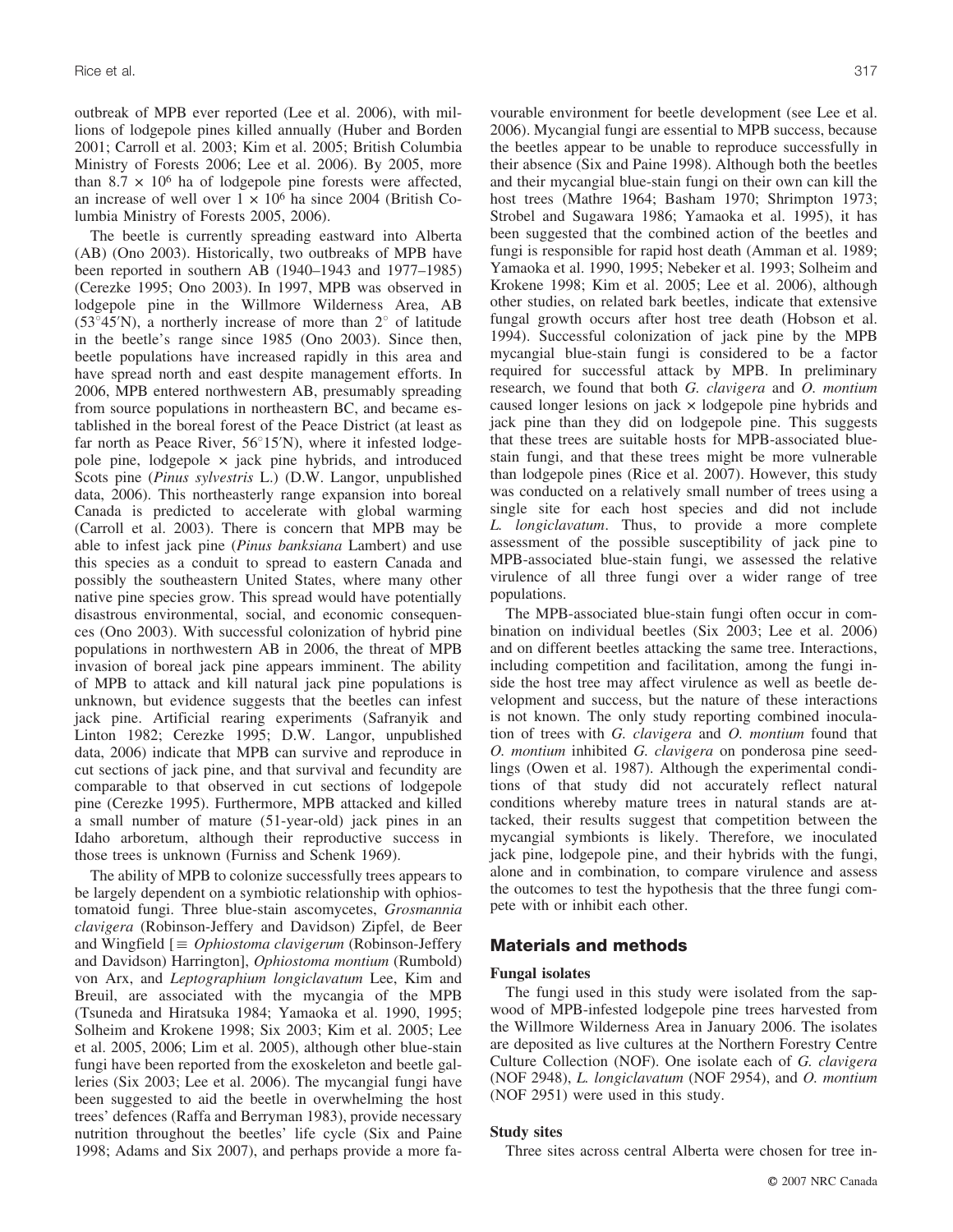outbreak of MPB ever reported (Lee et al. 2006), with millions of lodgepole pines killed annually (Huber and Borden 2001; Carroll et al. 2003; Kim et al. 2005; British Columbia Ministry of Forests 2006; Lee et al. 2006). By 2005, more than $8.7 \times 10^6$ ha of lodgepole pine forests were affected, an increase of well over $1 \times 10^6$ ha since 2004 (British Columbia Ministry of Forests 2005, 2006).

The beetle is currently spreading eastward into Alberta (AB) (Ono 2003). Historically, two outbreaks of MPB have been reported in southern AB (1940–1943 and 1977–1985) (Cerezke 1995; Ono 2003). In 1997, MPB was observed in lodgepole pine in the Willmore Wilderness Area, AB (53°45′N), a northerly increase of more than 2° of latitude in the beetle's range since 1985 (Ono 2003). Since then, beetle populations have increased rapidly in this area and have spread north and east despite management efforts. In 2006, MPB entered northwestern AB, presumably spreading from source populations in northeastern BC, and became established in the boreal forest of the Peace District (at least as far north as Peace River, 56°15′N), where it infested lodgepole pine, lodgepole × jack pine hybrids, and introduced Scots pine (*Pinus sylvestris* L.) (D.W. Langor, unpublished data, 2006). This northeasterly range expansion into boreal Canada is predicted to accelerate with global warming (Carroll et al. 2003). There is concern that MPB may be able to infest jack pine (*Pinus banksiana* Lambert) and use this species as a conduit to spread to eastern Canada and possibly the southeastern United States, where many other native pine species grow. This spread would have potentially disastrous environmental, social, and economic consequences (Ono 2003). With successful colonization of hybrid pine populations in northwestern AB in 2006, the threat of MPB invasion of boreal jack pine appears imminent. The ability of MPB to attack and kill natural jack pine populations is unknown, but evidence suggests that the beetles can infest jack pine. Artificial rearing experiments (Safranyik and Linton 1982; Cerezke 1995; D.W. Langor, unpublished data, 2006) indicate that MPB can survive and reproduce in cut sections of jack pine, and that survival and fecundity are comparable to that observed in cut sections of lodgepole pine (Cerezke 1995). Furthermore, MPB attacked and killed a small number of mature (51-year-old) jack pines in an Idaho arboretum, although their reproductive success in those trees is unknown (Furniss and Schenk 1969).

The ability of MPB to colonize successfully trees appears to be largely dependent on a symbiotic relationship with ophiostomatoid fungi. Three blue-stain ascomycetes, *Grosmannia clavigera* (Robinson-Jeffery and Davidson) Zipfel, de Beer and Wingfield [≡ *Ophiostoma clavigerum* (Robinson-Jeffery and Davidson) Harrington], *Ophiostoma montium* (Rumbold) von Arx, and *Leptographium longiclavatum* Lee, Kim and Breuil, are associated with the mycangia of the MPB (Tsuneda and Hiratsuka 1984; Yamaoka et al. 1990, 1995; Solheim and Krokene 1998; Six 2003; Kim et al. 2005; Lee et al. 2005, 2006; Lim et al. 2005), although other blue-stain fungi have been reported from the exoskeleton and beetle galleries (Six 2003; Lee et al. 2006). The mycangial fungi have been suggested to aid the beetle in overwhelming the host trees' defences (Raffa and Berryman 1983), provide necessary nutrition throughout the beetles' life cycle (Six and Paine 1998; Adams and Six 2007), and perhaps provide a more favourable environment for beetle development (see Lee et al. 2006). Mycangial fungi are essential to MPB success, because the beetles appear to be unable to reproduce successfully in their absence (Six and Paine 1998). Although both the beetles and their mycangial blue-stain fungi on their own can kill the host trees (Mathre 1964; Basham 1970; Shrimpton 1973; Strobel and Sugawara 1986; Yamaoka et al. 1995), it has been suggested that the combined action of the beetles and fungi is responsible for rapid host death (Amman et al. 1989; Yamaoka et al. 1990, 1995; Nebeker et al. 1993; Solheim and Krokene 1998; Kim et al. 2005; Lee et al. 2006), although other studies, on related bark beetles, indicate that extensive fungal growth occurs after host tree death (Hobson et al. 1994). Successful colonization of jack pine by the MPB mycangial blue-stain fungi is considered to be a factor required for successful attack by MPB. In preliminary research, we found that both *G. clavigera* and *O. montium* caused longer lesions on jack × lodgepole pine hybrids and jack pine than they did on lodgepole pine. This suggests that these trees are suitable hosts for MPB-associated blue-stain fungi, and that these trees might be more vulnerable than lodgepole pines (Rice et al. 2007). However, this study was conducted on a relatively small number of trees using a single site for each host species and did not include *L. longiclavatum*. Thus, to provide a more complete assessment of the possible susceptibility of jack pine to MPB-associated blue-stain fungi, we assessed the relative virulence of all three fungi over a wider range of tree populations.

The MPB-associated blue-stain fungi often occur in combination on individual beetles (Six 2003; Lee et al. 2006) and on different beetles attacking the same tree. Interactions, including competition and facilitation, among the fungi inside the host tree may affect virulence as well as beetle development and success, but the nature of these interactions is not known. The only study reporting combined inoculation of trees with *G. clavigera* and *O. montium* found that *O. montium* inhibited *G. clavigera* on ponderosa pine seedlings (Owen et al. 1987). Although the experimental conditions of that study did not accurately reflect natural conditions whereby mature trees in natural stands are attacked, their results suggest that competition between the mycangial symbionts is likely. Therefore, we inoculated jack pine, lodgepole pine, and their hybrids with the fungi, alone and in combination, to compare virulence and assess the outcomes to test the hypothesis that the three fungi compete with or inhibit each other.

## Materials and methods

### Fungal isolates

The fungi used in this study were isolated from the sapwood of MPB-infested lodgepole pine trees harvested from the Willmore Wilderness Area in January 2006. The isolates are deposited as live cultures at the Northern Forestry Centre Culture Collection (NOF). One isolate each of *G. clavigera* (NOF 2948), *L. longiclavatum* (NOF 2954), and *O. montium* (NOF 2951) were used in this study.

### Study sites

Three sites across central Alberta were chosen for tree in-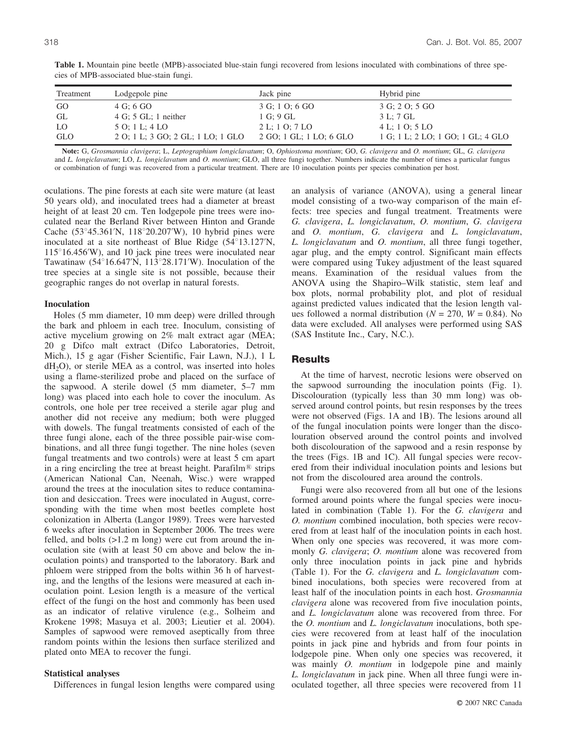**Table 1.** Mountain pine beetle (MPB)-associated blue-stain fungi recovered from lesions inoculated with combinations of three species of MPB-associated blue-stain fungi.

| Treatment | Lodgepole pine | Jack pine | Hybrid pine |
|---|---|---|---|
| GO | 4 G; 6 GO | 3 G; 1 O; 6 GO | 3 G; 2 O; 5 GO |
| GL | 4 G; 5 GL; 1 neither | 1 G; 9 GL | 3 L; 7 GL |
| LO | 5 O; 1 L; 4 LO | 2 L; 1 O; 7 LO | 4 L; 1 O; 5 LO |
| GLO | 2 O; 1 L; 3 GO; 2 GL; 1 LO; 1 GLO | 2 GO; 1 GL; 1 LO; 6 GLO | 1 G; 1 L; 2 LO; 1 GO; 1 GL; 4 GLO |

**Note:** G, *Grosmannia clavigera*; L, *Leptographium longiclavatum*; O, *Ophiostoma montium*; GO, *G. clavigera* and *O. montium*; GL, *G. clavigera* and *L. longiclavatum*; LO, *L. longiclavatum* and *O. montium*; GLO, all three fungi together. Numbers indicate the number of times a particular fungus or combination of fungi was recovered from a particular treatment. There are 10 inoculation points per species combination per host.

oculations. The pine forests at each site were mature (at least 50 years old), and inoculated trees had a diameter at breast height of at least 20 cm. Ten lodgepole pine trees were inoculated near the Berland River between Hinton and Grande Cache (53°45.361′N, 118°20.207′W), 10 hybrid pines were inoculated at a site northeast of Blue Ridge (54°13.127′N, 115°16.456′W), and 10 jack pine trees were inoculated near Tawatinaw (54°16.647′N, 113°28.171′W). Inoculation of the tree species at a single site is not possible, because their geographic ranges do not overlap in natural forests.

### Inoculation

Holes (5 mm diameter, 10 mm deep) were drilled through the bark and phloem in each tree. Inoculum, consisting of active mycelium growing on 2% malt extract agar (MEA; 20 g Difco malt extract (Difco Laboratories, Detroit, Mich.), 15 g agar (Fisher Scientific, Fair Lawn, N.J.), 1 L $dH_2O$), or sterile MEA as a control, was inserted into holes using a flame-sterilized probe and placed on the surface of the sapwood. A sterile dowel (5 mm diameter, 5–7 mm long) was placed into each hole to cover the inoculum. As controls, one hole per tree received a sterile agar plug and another did not receive any medium; both were plugged with dowels. The fungal treatments consisted of each of the three fungi alone, each of the three possible pair-wise combinations, and all three fungi together. The nine holes (seven fungal treatments and two controls) were at least 5 cm apart in a ring encircling the tree at breast height. Parafilm® strips (American National Can, Neenah, Wisc.) were wrapped around the trees at the inoculation sites to reduce contamination and desiccation. Trees were inoculated in August, corresponding with the time when most beetles complete host colonization in Alberta (Langor 1989). Trees were harvested 6 weeks after inoculation in September 2006. The trees were felled, and bolts (>1.2 m long) were cut from around the inoculation site (with at least 50 cm above and below the inoculation points) and transported to the laboratory. Bark and phloem were stripped from the bolts within 36 h of harvesting, and the lengths of the lesions were measured at each inoculation point. Lesion length is a measure of the vertical effect of the fungi on the host and commonly has been used as an indicator of relative virulence (e.g., Solheim and Krokene 1998; Masuya et al. 2003; Lieutier et al. 2004). Samples of sapwood were removed aseptically from three random points within the lesions then surface sterilized and plated onto MEA to recover the fungi.

### Statistical analyses

Differences in fungal lesion lengths were compared using an analysis of variance (ANOVA), using a general linear model consisting of a two-way comparison of the main effects: tree species and fungal treatment. Treatments were *G. clavigera*, *L. longiclavatum*, *O. montium*, *G. clavigera* and *O. montium*, *G. clavigera* and *L. longiclavatum*, *L. longiclavatum* and *O. montium*, all three fungi together, agar plug, and the empty control. Significant main effects were compared using Tukey adjustment of the least squared means. Examination of the residual values from the ANOVA using the Shapiro–Wilk statistic, stem leaf and box plots, normal probability plot, and plot of residual against predicted values indicated that the lesion length values followed a normal distribution ($N = 270$, $W = 0.84$). No data were excluded. All analyses were performed using SAS (SAS Institute Inc., Cary, N.C.).

## Results

At the time of harvest, necrotic lesions were observed on the sapwood surrounding the inoculation points (Fig. 1). Discolouration (typically less than 30 mm long) was observed around control points, but resin responses by the trees were not observed (Figs. 1A and 1B). The lesions around all of the fungal inoculation points were longer than the discolouration observed around the control points and involved both discolouration of the sapwood and a resin response by the trees (Figs. 1B and 1C). All fungal species were recovered from their individual inoculation points and lesions but not from the discoloured area around the controls.

Fungi were also recovered from all but one of the lesions formed around points where the fungal species were inoculated in combination (Table 1). For the *G. clavigera* and *O. montium* combined inoculation, both species were recovered from at least half of the inoculation points in each host. When only one species was recovered, it was more commonly *G. clavigera*; *O. montium* alone was recovered from only three inoculation points in jack pine and hybrids (Table 1). For the *G. clavigera* and *L. longiclavatum* combined inoculations, both species were recovered from at least half of the inoculation points in each host. *Grosmannia clavigera* alone was recovered from five inoculation points, and *L. longiclavatum* alone was recovered from three. For the *O. montium* and *L. longiclavatum* inoculations, both species were recovered from at least half of the inoculation points in jack pine and hybrids and from four points in lodgepole pine. When only one species was recovered, it was mainly *O. montium* in lodgepole pine and mainly *L. longiclavatum* in jack pine. When all three fungi were inoculated together, all three species were recovered from 11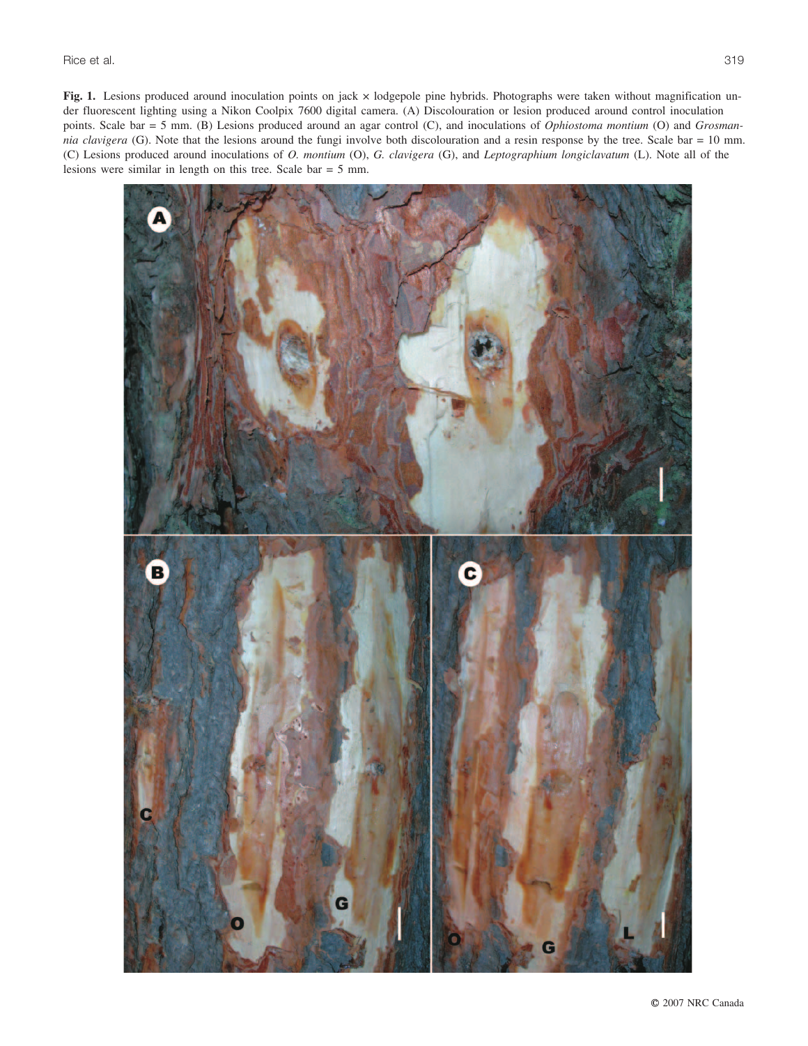**Fig. 1.** Lesions produced around inoculation points on jack × lodgepole pine hybrids. Photographs were taken without magnification under fluorescent lighting using a Nikon Coolpix 7600 digital camera. (A) Discolouration or lesion produced around control inoculation points. Scale bar = 5 mm. (B) Lesions produced around an agar control (C), and inoculations of *Ophiostoma montium* (O) and *Grosmannia clavigera* (G). Note that the lesions around the fungi involve both discolouration and a resin response by the tree. Scale bar = 10 mm. (C) Lesions produced around inoculations of *O. montium* (O), *G. clavigera* (G), and *Leptographium longiclavatum* (L). Note all of the lesions were similar in length on this tree. Scale bar = 5 mm.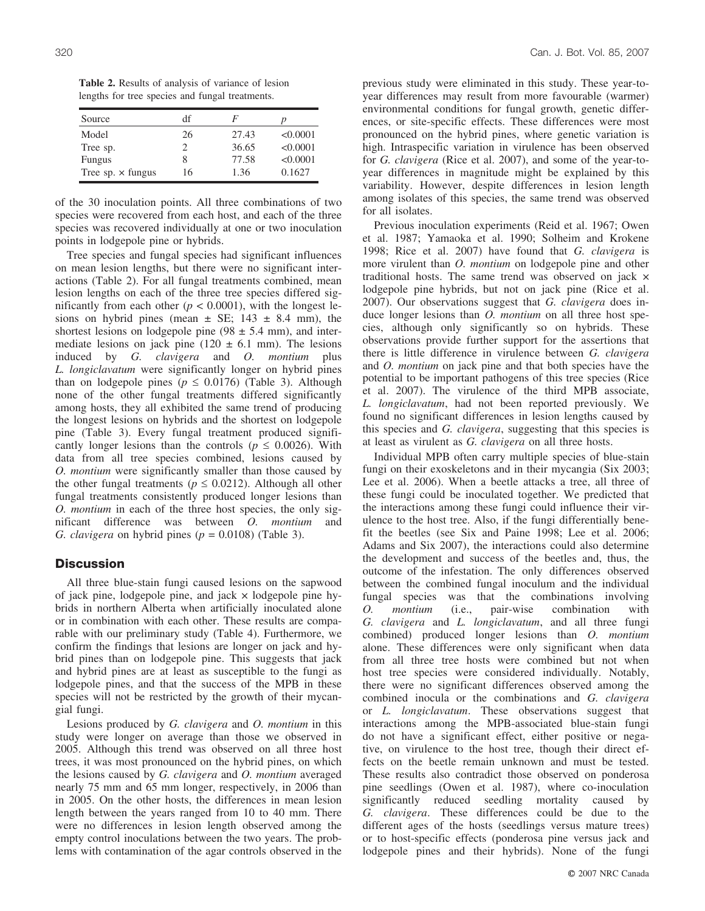**Table 2.** Results of analysis of variance of lesion lengths for tree species and fungal treatments.

| Source | df | F | p |
|---|---|---|---|
| Model | 26 | 27.43 | <0.0001 |
| Tree sp. | 2 | 36.65 | <0.0001 |
| Fungus | 8 | 77.58 | <0.0001 |
| Tree sp. × fungus | 16 | 1.36 | 0.1627 |

of the 30 inoculation points. All three combinations of two species were recovered from each host, and each of the three species was recovered individually at one or two inoculation points in lodgepole pine or hybrids.

Tree species and fungal species had significant influences on mean lesion lengths, but there were no significant interactions (Table 2). For all fungal treatments combined, mean lesion lengths on each of the three tree species differed significantly from each other ($p < 0.0001$), with the longest lesions on hybrid pines (mean ± SE; 143 ± 8.4 mm), the shortest lesions on lodgepole pine (98 ± 5.4 mm), and intermediate lesions on jack pine (120 ± 6.1 mm). The lesions induced by *G. clavigera* and *O. montium* plus *L. longiclavatum* were significantly longer on hybrid pines than on lodgepole pines ($p \leq 0.0176$) (Table 3). Although none of the other fungal treatments differed significantly among hosts, they all exhibited the same trend of producing the longest lesions on hybrids and the shortest on lodgepole pine (Table 3). Every fungal treatment produced significantly longer lesions than the controls ($p \leq 0.0026$). With data from all tree species combined, lesions caused by *O. montium* were significantly smaller than those caused by the other fungal treatments ($p \leq 0.0212$). Although all other fungal treatments consistently produced longer lesions than *O. montium* in each of the three host species, the only significant difference was between *O. montium* and *G. clavigera* on hybrid pines ($p = 0.0108$) (Table 3).

## Discussion

All three blue-stain fungi caused lesions on the sapwood of jack pine, lodgepole pine, and jack × lodgepole pine hybrids in northern Alberta when artificially inoculated alone or in combination with each other. These results are comparable with our preliminary study (Table 4). Furthermore, we confirm the findings that lesions are longer on jack and hybrid pines than on lodgepole pine. This suggests that jack and hybrid pines are at least as susceptible to the fungi as lodgepole pines, and that the success of the MPB in these species will not be restricted by the growth of their mycangial fungi.

Lesions produced by *G. clavigera* and *O. montium* in this study were longer on average than those we observed in 2005. Although this trend was observed on all three host trees, it was most pronounced on the hybrid pines, on which the lesions caused by *G. clavigera* and *O. montium* averaged nearly 75 mm and 65 mm longer, respectively, in 2006 than in 2005. On the other hosts, the differences in mean lesion length between the years ranged from 10 to 40 mm. There were no differences in lesion length observed among the empty control inoculations between the two years. The problems with contamination of the agar controls observed in the previous study were eliminated in this study. These year-to-year differences may result from more favourable (warmer) environmental conditions for fungal growth, genetic differences, or site-specific effects. These differences were most pronounced on the hybrid pines, where genetic variation is high. Intraspecific variation in virulence has been observed for *G. clavigera* (Rice et al. 2007), and some of the year-to-year differences in magnitude might be explained by this variability. However, despite differences in lesion length among isolates of this species, the same trend was observed for all isolates.

Previous inoculation experiments (Reid et al. 1967; Owen et al. 1987; Yamaoka et al. 1990; Solheim and Krokene 1998; Rice et al. 2007) have found that *G. clavigera* is more virulent than *O. montium* on lodgepole pine and other traditional hosts. The same trend was observed on jack × lodgepole pine hybrids, but not on jack pine (Rice et al. 2007). Our observations suggest that *G. clavigera* does induce longer lesions than *O. montium* on all three host species, although only significantly so on hybrids. These observations provide further support for the assertions that there is little difference in virulence between *G. clavigera* and *O. montium* on jack pine and that both species have the potential to be important pathogens of this tree species (Rice et al. 2007). The virulence of the third MPB associate, *L. longiclavatum*, had not been reported previously. We found no significant differences in lesion lengths caused by this species and *G. clavigera*, suggesting that this species is at least as virulent as *G. clavigera* on all three hosts.

Individual MPB often carry multiple species of blue-stain fungi on their exoskeletons and in their mycangia (Six 2003; Lee et al. 2006). When a beetle attacks a tree, all three of these fungi could be inoculated together. We predicted that the interactions among these fungi could influence their virulence to the host tree. Also, if the fungi differentially benefit the beetles (see Six and Paine 1998; Lee et al. 2006; Adams and Six 2007), the interactions could also determine the development and success of the beetles and, thus, the outcome of the infestation. The only differences observed between the combined fungal inoculum and the individual fungal species was that the combinations involving *O. montium* (i.e., pair-wise combination with *G. clavigera* and *L. longiclavatum*, and all three fungi combined) produced longer lesions than *O. montium* alone. These differences were only significant when data from all three tree hosts were combined but not when host tree species were considered individually. Notably, there were no significant differences observed among the combined inocula or the combinations and *G. clavigera* or *L. longiclavatum*. These observations suggest that interactions among the MPB-associated blue-stain fungi do not have a significant effect, either positive or negative, on virulence to the host tree, though their direct effects on the beetle remain unknown and must be tested. These results also contradict those observed on ponderosa pine seedlings (Owen et al. 1987), where co-inoculation significantly reduced seedling mortality caused by *G. clavigera*. These differences could be due to the different ages of the hosts (seedlings versus mature trees) or to host-specific effects (ponderosa pine versus jack and lodgepole pines and their hybrids). None of the fungi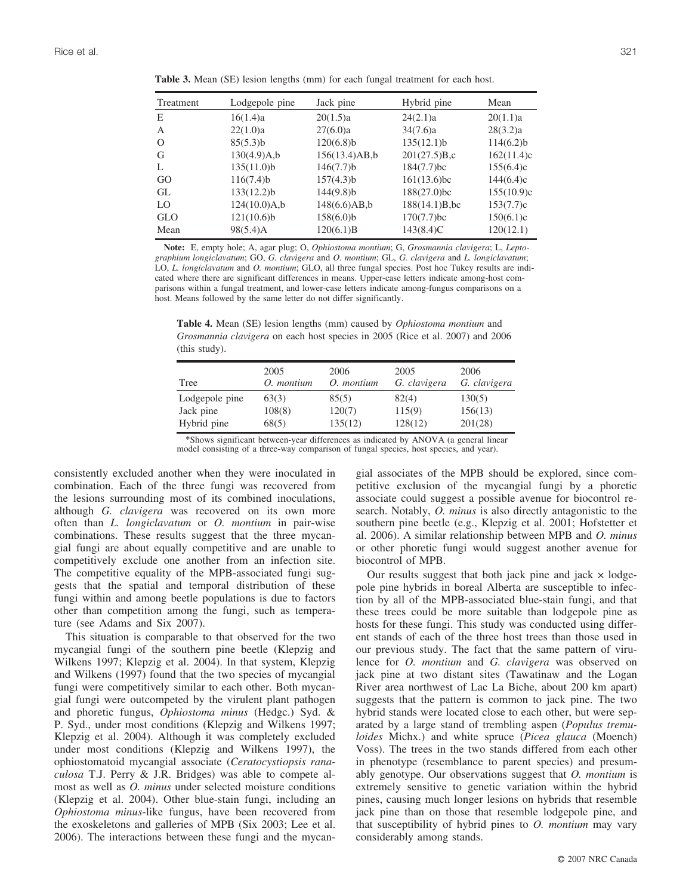**Table 3.** Mean (SE) lesion lengths (mm) for each fungal treatment for each host.

| Treatment | Lodgepole pine | Jack pine | Hybrid pine | Mean |
|---|---|---|---|---|
| E | 16(1.4)a | 20(1.5)a | 24(2.1)a | 20(1.1)a |
| A | 22(1.0)a | 27(6.0)a | 34(7.6)a | 28(3.2)a |
| O | 85(5.3)b | 120(6.8)b | 135(12.1)b | 114(6.2)b |
| G | 130(4.9)A,b | 156(13.4)AB,b | 201(27.5)B,c | 162(11.4)c |
| L | 135(11.0)b | 146(7.7)b | 184(7.7)bc | 155(6.4)c |
| GO | 116(7.4)b | 157(4.3)b | 161(13.6)bc | 144(6.4)c |
| GL | 133(12.2)b | 144(9.8)b | 188(27.0)bc | 155(10.9)c |
| LO | 124(10.0)A,b | 148(6.6)AB,b | 188(14.1)B,bc | 153(7.7)c |
| GLO | 121(10.6)b | 158(6.0)b | 170(7.7)bc | 150(6.1)c |
| Mean | 98(5.4)A | 120(6.1)B | 143(8.4)C | 120(12.1) |

**Note:** E, empty hole; A, agar plug; O, *Ophiostoma montium*; G, *Grosmannia clavigera*; L, *Leptographium longiclavatum*; GO, *G. clavigera* and *O. montium*; GL, *G. clavigera* and *L. longiclavatum*; LO, *L. longiclavatum* and *O. montium*; GLO, all three fungal species. Post hoc Tukey results are indicated where there are significant differences in means. Upper-case letters indicate among-host comparisons within a fungal treatment, and lower-case letters indicate among-fungus comparisons on a host. Means followed by the same letter do not differ significantly.

**Table 4.** Mean (SE) lesion lengths (mm) caused by *Ophiostoma montium* and *Grosmannia clavigera* on each host species in 2005 (Rice et al. 2007) and 2006 (this study).

| Tree | 2005 *O. montium* | 2006 *O. montium* | 2005 *G. clavigera* | 2006 *G. clavigera* |
|---|---|---|---|---|
| Lodgepole pine | 63(3) | 85(5) | 82(4) | 130(5) |
| Jack pine | 108(8) | 120(7) | 115(9) | 156(13) |
| Hybrid pine | 68(5) | 135(12) | 128(12) | 201(28) |

*Shows significant between-year differences as indicated by ANOVA (a general linear model consisting of a three-way comparison of fungal species, host species, and year).

consistently excluded another when they were inoculated in combination. Each of the three fungi was recovered from the lesions surrounding most of its combined inoculations, although *G. clavigera* was recovered on its own more often than *L. longiclavatum* or *O. montium* in pair-wise combinations. These results suggest that the three mycangial fungi are about equally competitive and are unable to competitively exclude one another from an infection site. The competitive equality of the MPB-associated fungi suggests that the spatial and temporal distribution of these fungi within and among beetle populations is due to factors other than competition among the fungi, such as temperature (see Adams and Six 2007).

This situation is comparable to that observed for the two mycangial fungi of the southern pine beetle (Klepzig and Wilkens 1997; Klepzig et al. 2004). In that system, Klepzig and Wilkens (1997) found that the two species of mycangial fungi were competitively similar to each other. Both mycangial fungi were outcompeted by the virulent plant pathogen and phoretic fungus, *Ophiostoma minus* (Hedgc.) Syd. & P. Syd., under most conditions (Klepzig and Wilkens 1997; Klepzig et al. 2004). Although it was completely excluded under most conditions (Klepzig and Wilkens 1997), the ophiostomatoid mycangial associate (*Ceratocystiopsis ranaculosa* T.J. Perry & J.R. Bridges) was able to compete almost as well as *O. minus* under selected moisture conditions (Klepzig et al. 2004). Other blue-stain fungi, including an *Ophiostoma minus*-like fungus, have been recovered from the exoskeletons and galleries of MPB (Six 2003; Lee et al. 2006). The interactions between these fungi and the mycangial associates of the MPB should be explored, since competitive exclusion of the mycangial fungi by a phoretic associate could suggest a possible avenue for biocontrol research. Notably, *O. minus* is also directly antagonistic to the southern pine beetle (e.g., Klepzig et al. 2001; Hofstetter et al. 2006). A similar relationship between MPB and *O. minus* or other phoretic fungi would suggest another avenue for biocontrol of MPB.

Our results suggest that both jack pine and jack × lodgepole pine hybrids in boreal Alberta are susceptible to infection by all of the MPB-associated blue-stain fungi, and that these trees could be more suitable than lodgepole pine as hosts for these fungi. This study was conducted using different stands of each of the three host trees than those used in our previous study. The fact that the same pattern of virulence for *O. montium* and *G. clavigera* was observed on jack pine at two distant sites (Tawatinaw and the Logan River area northwest of Lac La Biche, about 200 km apart) suggests that the pattern is common to jack pine. The two hybrid stands were located close to each other, but were separated by a large stand of trembling aspen (*Populus tremuloides* Michx.) and white spruce (*Picea glauca* (Moench) Voss). The trees in the two stands differed from each other in phenotype (resemblance to parent species) and presumably genotype. Our observations suggest that *O. montium* is extremely sensitive to genetic variation within the hybrid pines, causing much longer lesions on hybrids that resemble jack pine than on those that resemble lodgepole pine, and that susceptibility of hybrid pines to *O. montium* may vary considerably among stands.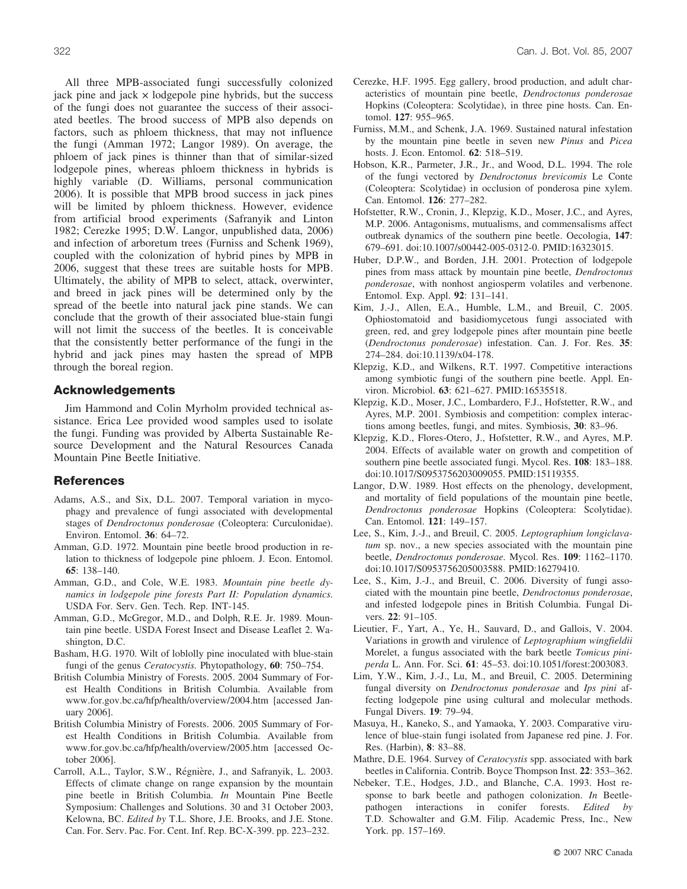All three MPB-associated fungi successfully colonized jack pine and jack × lodgepole pine hybrids, but the success of the fungi does not guarantee the success of their associated beetles. The brood success of MPB also depends on factors, such as phloem thickness, that may not influence the fungi (Amman 1972; Langor 1989). On average, the phloem of jack pines is thinner than that of similar-sized lodgepole pines, whereas phloem thickness in hybrids is highly variable (D. Williams, personal communication 2006). It is possible that MPB brood success in jack pines will be limited by phloem thickness. However, evidence from artificial brood experiments (Safranyik and Linton 1982; Cerezke 1995; D.W. Langor, unpublished data, 2006) and infection of arboretum trees (Furniss and Schenk 1969), coupled with the colonization of hybrid pines by MPB in 2006, suggest that these trees are suitable hosts for MPB. Ultimately, the ability of MPB to select, attack, overwinter, and breed in jack pines will be determined only by the spread of the beetle into natural jack pine stands. We can conclude that the growth of their associated blue-stain fungi will not limit the success of the beetles. It is conceivable that the consistently better performance of the fungi in the hybrid and jack pines may hasten the spread of MPB through the boreal region.

## Acknowledgements

Jim Hammond and Colin Myrholm provided technical assistance. Erica Lee provided wood samples used to isolate the fungi. Funding was provided by Alberta Sustainable Resource Development and the Natural Resources Canada Mountain Pine Beetle Initiative.

## References

Adams, A.S., and Six, D.L. 2007. Temporal variation in mycophagy and prevalence of fungi associated with developmental stages of *Dendroctonus ponderosae* (Coleoptera: Curculonidae). Environ. Entomol. **36**: 64–72.

Amman, G.D. 1972. Mountain pine beetle brood production in relation to thickness of lodgepole pine phloem. J. Econ. Entomol. **65**: 138–140.

Amman, G.D., and Cole, W.E. 1983. *Mountain pine beetle dynamics in lodgepole pine forests Part II: Population dynamics.* USDA For. Serv. Gen. Tech. Rep. INT-145.

Amman, G.D., McGregor, M.D., and Dolph, R.E. Jr. 1989. Mountain pine beetle. USDA Forest Insect and Disease Leaflet 2. Washington, D.C.

Basham, H.G. 1970. Wilt of loblolly pine inoculated with blue-stain fungi of the genus *Ceratocystis.* Phytopathology, **60**: 750–754.

British Columbia Ministry of Forests. 2005. 2004 Summary of Forest Health Conditions in British Columbia. Available from www.for.gov.bc.ca/hfp/health/overview/2004.htm [accessed January 2006].

British Columbia Ministry of Forests. 2006. 2005 Summary of Forest Health Conditions in British Columbia. Available from www.for.gov.bc.ca/hfp/health/overview/2005.htm [accessed October 2006].

Carroll, A.L., Taylor, S.W., Régnière, J., and Safranyik, L. 2003. Effects of climate change on range expansion by the mountain pine beetle in British Columbia. *In* Mountain Pine Beetle Symposium: Challenges and Solutions. 30 and 31 October 2003, Kelowna, BC. *Edited by* T.L. Shore, J.E. Brooks, and J.E. Stone. Can. For. Serv. Pac. For. Cent. Inf. Rep. BC-X-399. pp. 223–232.

Cerezke, H.F. 1995. Egg gallery, brood production, and adult characteristics of mountain pine beetle, *Dendroctonus ponderosae* Hopkins (Coleoptera: Scolytidae), in three pine hosts. Can. Entomol. **127**: 955–965.

Furniss, M.M., and Schenk, J.A. 1969. Sustained natural infestation by the mountain pine beetle in seven new *Pinus* and *Picea* hosts. J. Econ. Entomol. **62**: 518–519.

Hobson, K.R., Parmeter, J.R., Jr., and Wood, D.L. 1994. The role of the fungi vectored by *Dendroctonus brevicomis* Le Conte (Coleoptera: Scolytidae) in occlusion of ponderosa pine xylem. Can. Entomol. **126**: 277–282.

Hofstetter, R.W., Cronin, J., Klepzig, K.D., Moser, J.C., and Ayres, M.P. 2006. Antagonisms, mutualisms, and commensalisms affect outbreak dynamics of the southern pine beetle. Oecologia, **147**: 679–691. doi:10.1007/s00442-005-0312-0. PMID:16323015.

Huber, D.P.W., and Borden, J.H. 2001. Protection of lodgepole pines from mass attack by mountain pine beetle, *Dendroctonus ponderosae*, with nonhost angiosperm volatiles and verbenone. Entomol. Exp. Appl. **92**: 131–141.

Kim, J.-J., Allen, E.A., Humble, L.M., and Breuil, C. 2005. Ophiostomatoid and basidiomycetous fungi associated with green, red, and grey lodgepole pines after mountain pine beetle (*Dendroctonus ponderosae*) infestation. Can. J. For. Res. **35**: 274–284. doi:10.1139/x04-178.

Klepzig, K.D., and Wilkens, R.T. 1997. Competitive interactions among symbiotic fungi of the southern pine beetle. Appl. Environ. Microbiol. **63**: 621–627. PMID:16535518.

Klepzig, K.D., Moser, J.C., Lombardero, F.J., Hofstetter, R.W., and Ayres, M.P. 2001. Symbiosis and competition: complex interactions among beetles, fungi, and mites. Symbiosis, **30**: 83–96.

Klepzig, K.D., Flores-Otero, J., Hofstetter, R.W., and Ayres, M.P. 2004. Effects of available water on growth and competition of southern pine beetle associated fungi. Mycol. Res. **108**: 183–188. doi:10.1017/S0953756203009055. PMID:15119355.

Langor, D.W. 1989. Host effects on the phenology, development, and mortality of field populations of the mountain pine beetle, *Dendroctonus ponderosae* Hopkins (Coleoptera: Scolytidae). Can. Entomol. **121**: 149–157.

Lee, S., Kim, J.-J., and Breuil, C. 2005. *Leptographium longiclavatum* sp. nov., a new species associated with the mountain pine beetle, *Dendroctonus ponderosae.* Mycol. Res. **109**: 1162–1170. doi:10.1017/S0953756205003588. PMID:16279410.

Lee, S., Kim, J.-J., and Breuil, C. 2006. Diversity of fungi associated with the mountain pine beetle, *Dendroctonus ponderosae*, and infested lodgepole pines in British Columbia. Fungal Divers. **22**: 91–105.

Lieutier, F., Yart, A., Ye, H., Sauvard, D., and Gallois, V. 2004. Variations in growth and virulence of *Leptographium wingfieldii* Morelet, a fungus associated with the bark beetle *Tomicus piniperda* L. Ann. For. Sci. **61**: 45–53. doi:10.1051/forest:2003083.

Lim, Y.W., Kim, J.-J., Lu, M., and Breuil, C. 2005. Determining fungal diversity on *Dendroctonus ponderosae* and *Ips pini* affecting lodgepole pine using cultural and molecular methods. Fungal Divers. **19**: 79–94.

Masuya, H., Kaneko, S., and Yamaoka, Y. 2003. Comparative virulence of blue-stain fungi isolated from Japanese red pine. J. For. Res. (Harbin), **8**: 83–88.

Mathre, D.E. 1964. Survey of *Ceratocystis* spp. associated with bark beetles in California. Contrib. Boyce Thompson Inst. **22**: 353–362.

Nebeker, T.E., Hodges, J.D., and Blanche, C.A. 1993. Host response to bark beetle and pathogen colonization. *In* Beetle-pathogen interactions in conifer forests. *Edited by* T.D. Schowalter and G.M. Filip. Academic Press, Inc., New York. pp. 157–169.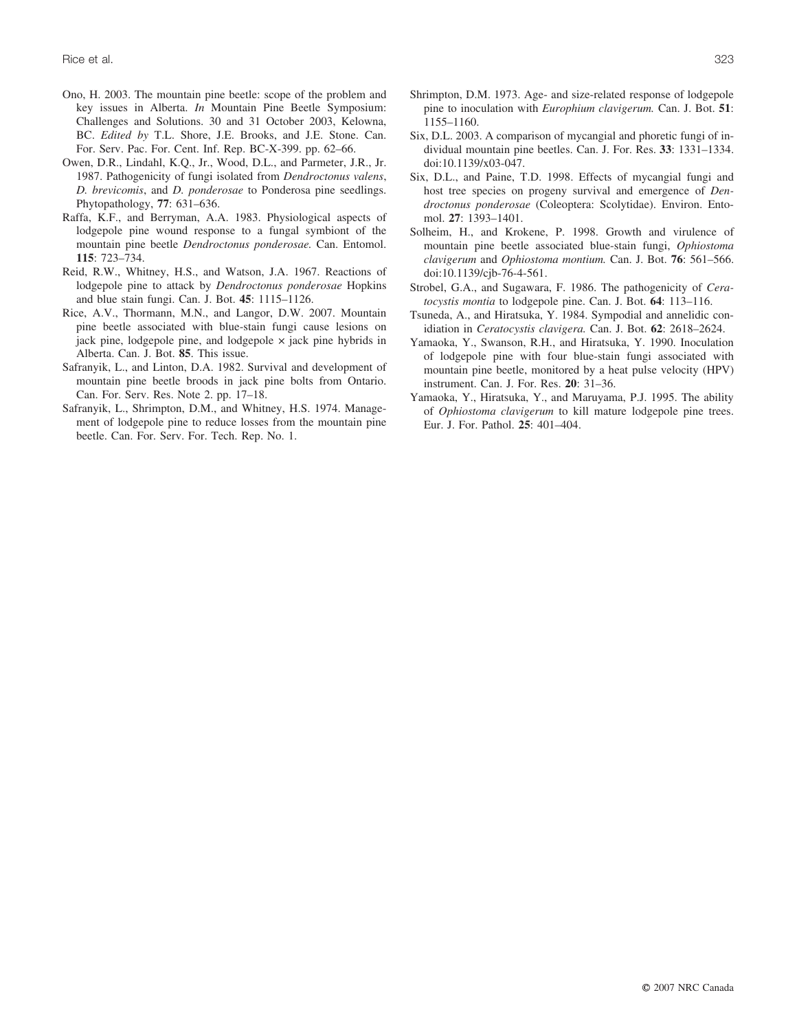Ono, H. 2003. The mountain pine beetle: scope of the problem and key issues in Alberta. *In* Mountain Pine Beetle Symposium: Challenges and Solutions. 30 and 31 October 2003, Kelowna, BC. *Edited by* T.L. Shore, J.E. Brooks, and J.E. Stone. Can. For. Serv. Pac. For. Cent. Inf. Rep. BC-X-399. pp. 62–66.

Owen, D.R., Lindahl, K.Q., Jr., Wood, D.L., and Parmeter, J.R., Jr. 1987. Pathogenicity of fungi isolated from *Dendroctonus valens*, *D. brevicomis*, and *D. ponderosae* to Ponderosa pine seedlings. Phytopathology, **77**: 631–636.

Raffa, K.F., and Berryman, A.A. 1983. Physiological aspects of lodgepole pine wound response to a fungal symbiont of the mountain pine beetle *Dendroctonus ponderosae.* Can. Entomol. **115**: 723–734.

Reid, R.W., Whitney, H.S., and Watson, J.A. 1967. Reactions of lodgepole pine to attack by *Dendroctonus ponderosae* Hopkins and blue stain fungi. Can. J. Bot. **45**: 1115–1126.

Rice, A.V., Thormann, M.N., and Langor, D.W. 2007. Mountain pine beetle associated with blue-stain fungi cause lesions on jack pine, lodgepole pine, and lodgepole × jack pine hybrids in Alberta. Can. J. Bot. **85**. This issue.

Safranyik, L., and Linton, D.A. 1982. Survival and development of mountain pine beetle broods in jack pine bolts from Ontario. Can. For. Serv. Res. Note 2. pp. 17–18.

Safranyik, L., Shrimpton, D.M., and Whitney, H.S. 1974. Management of lodgepole pine to reduce losses from the mountain pine beetle. Can. For. Serv. For. Tech. Rep. No. 1.

Shrimpton, D.M. 1973. Age- and size-related response of lodgepole pine to inoculation with *Europhium clavigerum.* Can. J. Bot. **51**: 1155–1160.

Six, D.L. 2003. A comparison of mycangial and phoretic fungi of individual mountain pine beetles. Can. J. For. Res. **33**: 1331–1334. doi:10.1139/x03-047.

Six, D.L., and Paine, T.D. 1998. Effects of mycangial fungi and host tree species on progeny survival and emergence of *Dendroctonus ponderosae* (Coleoptera: Scolytidae). Environ. Entomol. **27**: 1393–1401.

Solheim, H., and Krokene, P. 1998. Growth and virulence of mountain pine beetle associated blue-stain fungi, *Ophiostoma clavigerum* and *Ophiostoma montium.* Can. J. Bot. **76**: 561–566. doi:10.1139/cjb-76-4-561.

Strobel, G.A., and Sugawara, F. 1986. The pathogenicity of *Ceratocystis montia* to lodgepole pine. Can. J. Bot. **64**: 113–116.

Tsuneda, A., and Hiratsuka, Y. 1984. Sympodial and annelidic conidiation in *Ceratocystis clavigera.* Can. J. Bot. **62**: 2618–2624.

Yamaoka, Y., Swanson, R.H., and Hiratsuka, Y. 1990. Inoculation of lodgepole pine with four blue-stain fungi associated with mountain pine beetle, monitored by a heat pulse velocity (HPV) instrument. Can. J. For. Res. **20**: 31–36.

Yamaoka, Y., Hiratsuka, Y., and Maruyama, P.J. 1995. The ability of *Ophiostoma clavigerum* to kill mature lodgepole pine trees. Eur. J. For. Pathol. **25**: 401–404.